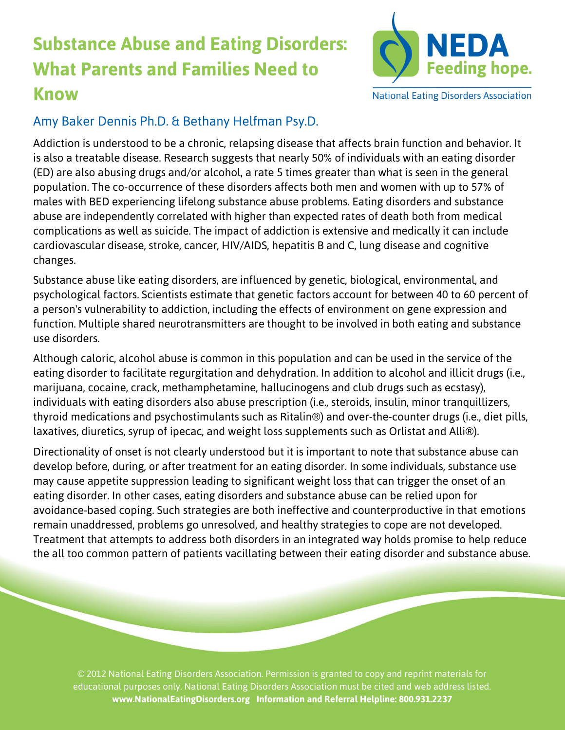# Substance Abuse and Eating Disorders: What Parents and Families Need to Know

NEDA Feeding hope.

National Eating Disorders Association

Amy Baker Dennis Ph.D. & Bethany Helfman Psy.D.

Addiction is understood to be a chronic, relapsing disease that affects brain function and behavior. It is also a treatable disease. Research suggests that nearly 50% of individuals with an eating disorder (ED) are also abusing drugs and/or alcohol, a rate 5 times greater than what is seen in the general population. The co-occurrence of these disorders affects both men and women with up to 57% of males with BED experiencing lifelong substance abuse problems. Eating disorders and substance abuse are independently correlated with higher than expected rates of death both from medical complications as well as suicide. The impact of addiction is extensive and medically it can include cardiovascular disease, stroke, cancer, HIV/AIDS, hepatitis B and C, lung disease and cognitive changes.

Substance abuse like eating disorders, are influenced by genetic, biological, environmental, and psychological factors. Scientists estimate that genetic factors account for between 40 to 60 percent of a person's vulnerability to addiction, including the effects of environment on gene expression and function. Multiple shared neurotransmitters are thought to be involved in both eating and substance use disorders.

Although caloric, alcohol abuse is common in this population and can be used in the service of the eating disorder to facilitate regurgitation and dehydration. In addition to alcohol and illicit drugs (i.e., marijuana, cocaine, crack, methamphetamine, hallucinogens and club drugs such as ecstasy), individuals with eating disorders also abuse prescription (i.e., steroids, insulin, minor tranquillizers, thyroid medications and psychostimulants such as Ritalin®) and over-the-counter drugs (i.e., diet pills, laxatives, diuretics, syrup of ipecac, and weight loss supplements such as Orlistat and Alli®).

Directionality of onset is not clearly understood but it is important to note that substance abuse can develop before, during, or after treatment for an eating disorder. In some individuals, substance use may cause appetite suppression leading to significant weight loss that can trigger the onset of an eating disorder. In other cases, eating disorders and substance abuse can be relied upon for avoidance-based coping. Such strategies are both ineffective and counterproductive in that emotions remain unaddressed, problems go unresolved, and healthy strategies to cope are not developed. Treatment that attempts to address both disorders in an integrated way holds promise to help reduce the all too common pattern of patients vacillating between their eating disorder and substance abuse.

© 2012 National Eating Disorders Association. Permission is granted to copy and reprint materials for educational purposes only. National Eating Disorders Association must be cited and web address listed.
**www.NationalEatingDisorders.org Information and Referral Helpline: 800.931.2237**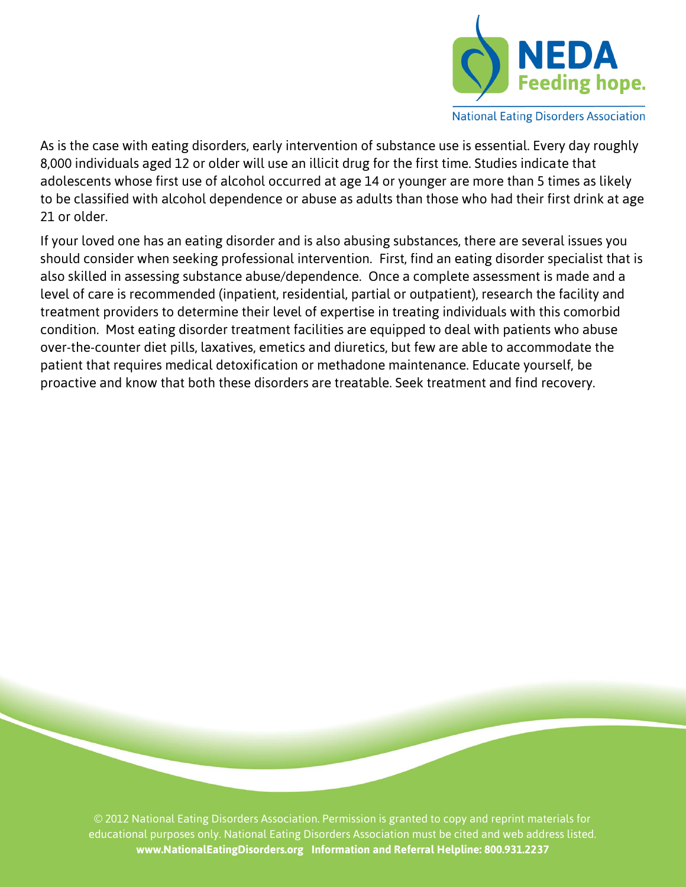As is the case with eating disorders, early intervention of substance use is essential. Every day roughly 8,000 individuals aged 12 or older will use an illicit drug for the first time. Studies indicate that adolescents whose first use of alcohol occurred at age 14 or younger are more than 5 times as likely to be classified with alcohol dependence or abuse as adults than those who had their first drink at age 21 or older.

If your loved one has an eating disorder and is also abusing substances, there are several issues you should consider when seeking professional intervention. First, find an eating disorder specialist that is also skilled in assessing substance abuse/dependence. Once a complete assessment is made and a level of care is recommended (inpatient, residential, partial or outpatient), research the facility and treatment providers to determine their level of expertise in treating individuals with this comorbid condition. Most eating disorder treatment facilities are equipped to deal with patients who abuse over-the-counter diet pills, laxatives, emetics and diuretics, but few are able to accommodate the patient that requires medical detoxification or methadone maintenance. Educate yourself, be proactive and know that both these disorders are treatable. Seek treatment and find recovery.